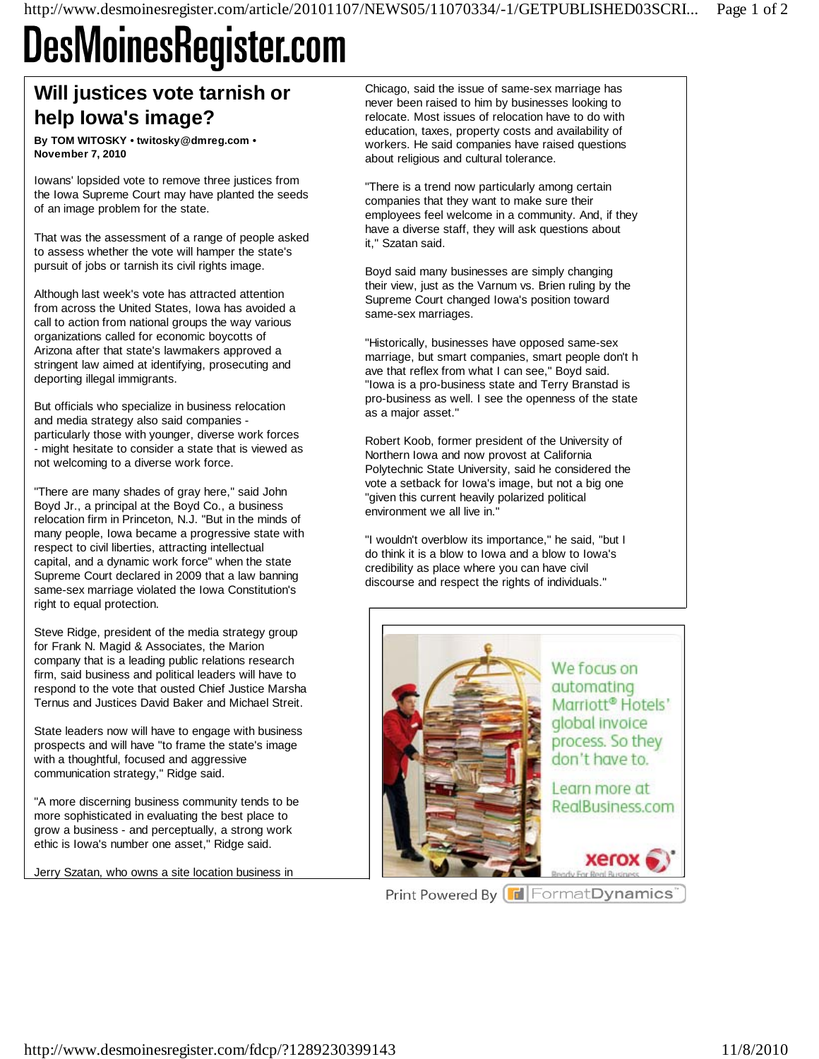# Will justices vote tarnish or help Iowa's image?

**By TOM WITOSKY • twitosky@dmreg.com • November 7, 2010**

Iowans' lopsided vote to remove three justices from the Iowa Supreme Court may have planted the seeds of an image problem for the state.

That was the assessment of a range of people asked to assess whether the vote will hamper the state's pursuit of jobs or tarnish its civil rights image.

Although last week's vote has attracted attention from across the United States, Iowa has avoided a call to action from national groups the way various organizations called for economic boycotts of Arizona after that state's lawmakers approved a stringent law aimed at identifying, prosecuting and deporting illegal immigrants.

But officials who specialize in business relocation and media strategy also said companies - particularly those with younger, diverse work forces - might hesitate to consider a state that is viewed as not welcoming to a diverse work force.

"There are many shades of gray here," said John Boyd Jr., a principal at the Boyd Co., a business relocation firm in Princeton, N.J. "But in the minds of many people, Iowa became a progressive state with respect to civil liberties, attracting intellectual capital, and a dynamic work force" when the state Supreme Court declared in 2009 that a law banning same-sex marriage violated the Iowa Constitution's right to equal protection.

Steve Ridge, president of the media strategy group for Frank N. Magid & Associates, the Marion company that is a leading public relations research firm, said business and political leaders will have to respond to the vote that ousted Chief Justice Marsha Ternus and Justices David Baker and Michael Streit.

State leaders now will have to engage with business prospects and will have "to frame the state's image with a thoughtful, focused and aggressive communication strategy," Ridge said.

"A more discerning business community tends to be more sophisticated in evaluating the best place to grow a business - and perceptually, a strong work ethic is Iowa's number one asset," Ridge said.

Jerry Szatan, who owns a site location business in Chicago, said the issue of same-sex marriage has never been raised to him by businesses looking to relocate. Most issues of relocation have to do with education, taxes, property costs and availability of workers. He said companies have raised questions about religious and cultural tolerance.

"There is a trend now particularly among certain companies that they want to make sure their employees feel welcome in a community. And, if they have a diverse staff, they will ask questions about it," Szatan said.

Boyd said many businesses are simply changing their view, just as the Varnum vs. Brien ruling by the Supreme Court changed Iowa's position toward same-sex marriages.

"Historically, businesses have opposed same-sex marriage, but smart companies, smart people don't h ave that reflex from what I can see," Boyd said. "Iowa is a pro-business state and Terry Branstad is pro-business as well. I see the openness of the state as a major asset."

Robert Koob, former president of the University of Northern Iowa and now provost at California Polytechnic State University, said he considered the vote a setback for Iowa's image, but not a big one "given this current heavily polarized political environment we all live in."

"I wouldn't overblow its importance," he said, "but I do think it is a blow to Iowa and a blow to Iowa's credibility as place where you can have civil discourse and respect the rights of individuals."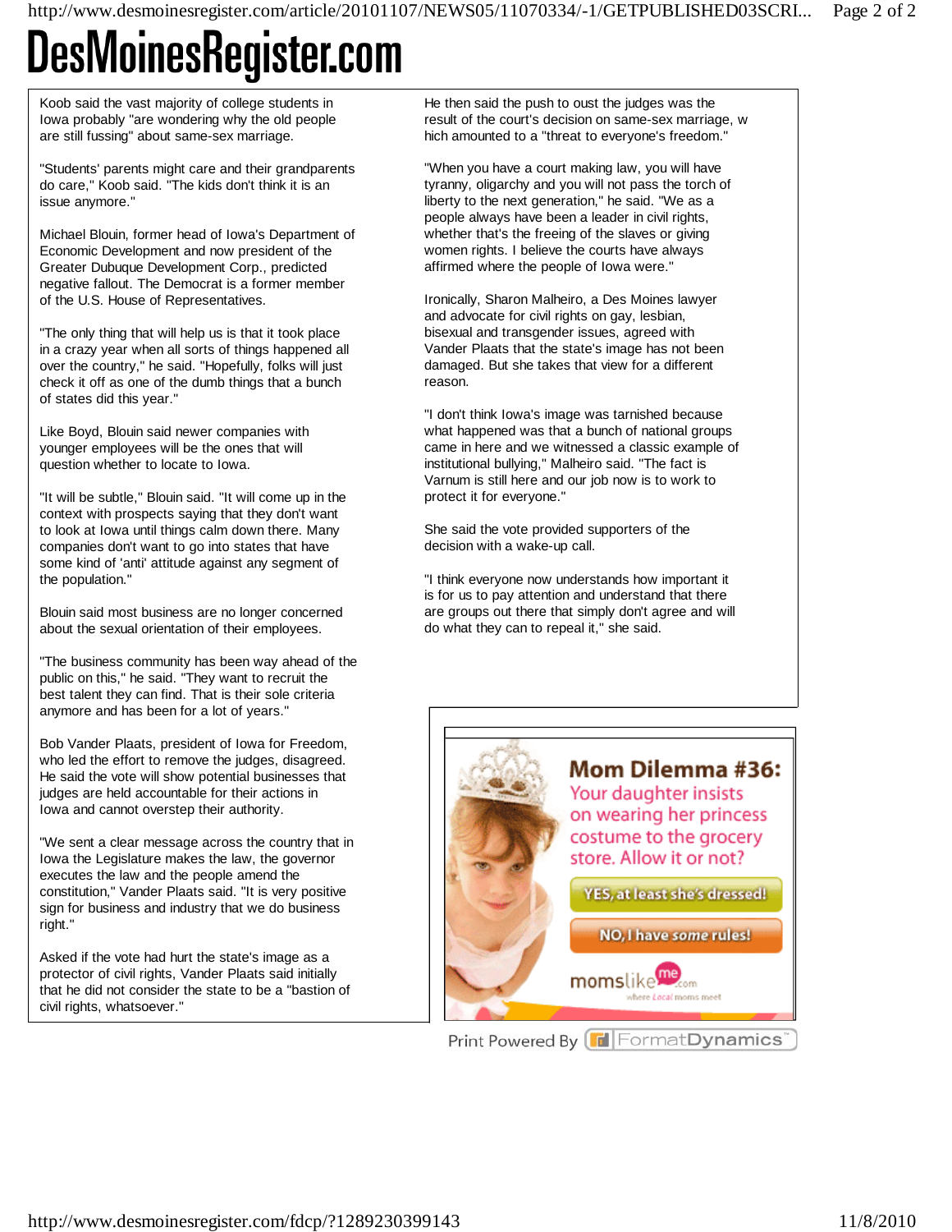Koob said the vast majority of college students in Iowa probably "are wondering why the old people are still fussing" about same-sex marriage.

"Students' parents might care and their grandparents do care," Koob said. "The kids don't think it is an issue anymore."

Michael Blouin, former head of Iowa's Department of Economic Development and now president of the Greater Dubuque Development Corp., predicted negative fallout. The Democrat is a former member of the U.S. House of Representatives.

"The only thing that will help us is that it took place in a crazy year when all sorts of things happened all over the country," he said. "Hopefully, folks will just check it off as one of the dumb things that a bunch of states did this year."

Like Boyd, Blouin said newer companies with younger employees will be the ones that will question whether to locate to Iowa.

"It will be subtle," Blouin said. "It will come up in the context with prospects saying that they don't want to look at Iowa until things calm down there. Many companies don't want to go into states that have some kind of 'anti' attitude against any segment of the population."

Blouin said most business are no longer concerned about the sexual orientation of their employees.

"The business community has been way ahead of the public on this," he said. "They want to recruit the best talent they can find. That is their sole criteria anymore and has been for a lot of years."

Bob Vander Plaats, president of Iowa for Freedom, who led the effort to remove the judges, disagreed. He said the vote will show potential businesses that judges are held accountable for their actions in Iowa and cannot overstep their authority.

"We sent a clear message across the country that in Iowa the Legislature makes the law, the governor executes the law and the people amend the constitution," Vander Plaats said. "It is very positive sign for business and industry that we do business right."

Asked if the vote had hurt the state's image as a protector of civil rights, Vander Plaats said initially that he did not consider the state to be a "bastion of civil rights, whatsoever."

He then said the push to oust the judges was the result of the court's decision on same-sex marriage, which amounted to a "threat to everyone's freedom."

"When you have a court making law, you will have tyranny, oligarchy and you will not pass the torch of liberty to the next generation," he said. "We as a people always have been a leader in civil rights, whether that's the freeing of the slaves or giving women rights. I believe the courts have always affirmed where the people of Iowa were."

Ironically, Sharon Malheiro, a Des Moines lawyer and advocate for civil rights on gay, lesbian, bisexual and transgender issues, agreed with Vander Plaats that the state's image has not been damaged. But she takes that view for a different reason.

"I don't think Iowa's image was tarnished because what happened was that a bunch of national groups came in here and we witnessed a classic example of institutional bullying," Malheiro said. "The fact is Varnum is still here and our job now is to work to protect it for everyone."

She said the vote provided supporters of the decision with a wake-up call.

"I think everyone now understands how important it is for us to pay attention and understand that there are groups out there that simply don't agree and will do what they can to repeal it," she said.